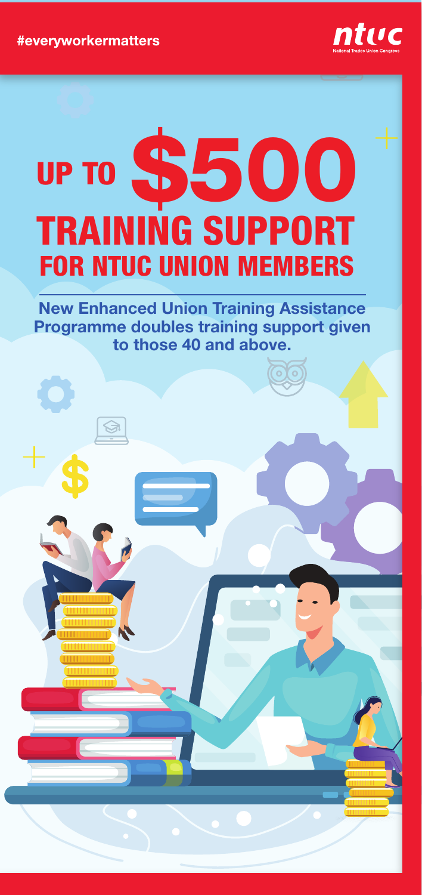#everyworkermatters

ntuc
National Trades Union Congress

# UP TO $500 TRAINING SUPPORT FOR NTUC UNION MEMBERS

**New Enhanced Union Training Assistance Programme doubles training support given to those 40 and above.**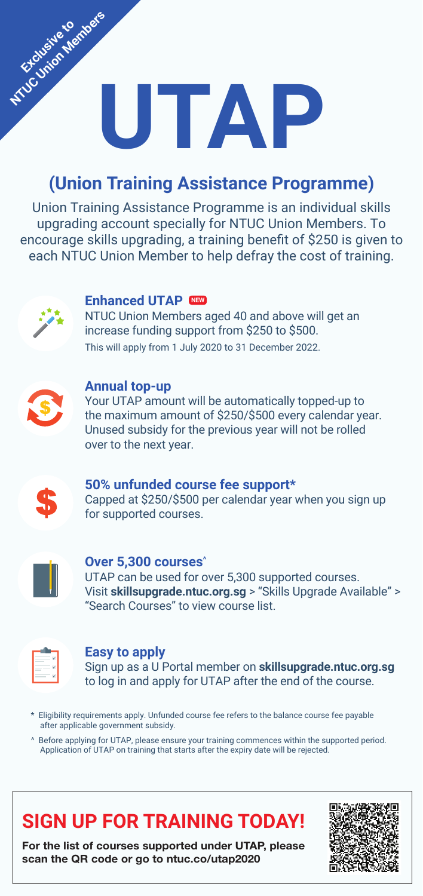Exclusive to NTUC Union Members

# UTAP

## (Union Training Assistance Programme)

Union Training Assistance Programme is an individual skills upgrading account specially for NTUC Union Members. To encourage skills upgrading, a training benefit of $250 is given to each NTUC Union Member to help defray the cost of training.

### Enhanced UTAP NEW

NTUC Union Members aged 40 and above will get an increase funding support from $250 to $500.

This will apply from 1 July 2020 to 31 December 2022.

### Annual top-up

Your UTAP amount will be automatically topped-up to the maximum amount of $250/$500 every calendar year. Unused subsidy for the previous year will not be rolled over to the next year.

### 50% unfunded course fee support*

Capped at $250/$500 per calendar year when you sign up for supported courses.

### Over 5,300 courses^

UTAP can be used for over 5,300 supported courses. Visit **skillsupgrade.ntuc.org.sg** > "Skills Upgrade Available" > "Search Courses" to view course list.

### Easy to apply

Sign up as a U Portal member on **skillsupgrade.ntuc.org.sg** to log in and apply for UTAP after the end of the course.

\* Eligibility requirements apply. Unfunded course fee refers to the balance course fee payable after applicable government subsidy.

^ Before applying for UTAP, please ensure your training commences within the supported period. Application of UTAP on training that starts after the expiry date will be rejected.

## SIGN UP FOR TRAINING TODAY!

**For the list of courses supported under UTAP, please scan the QR code or go to ntuc.co/utap2020**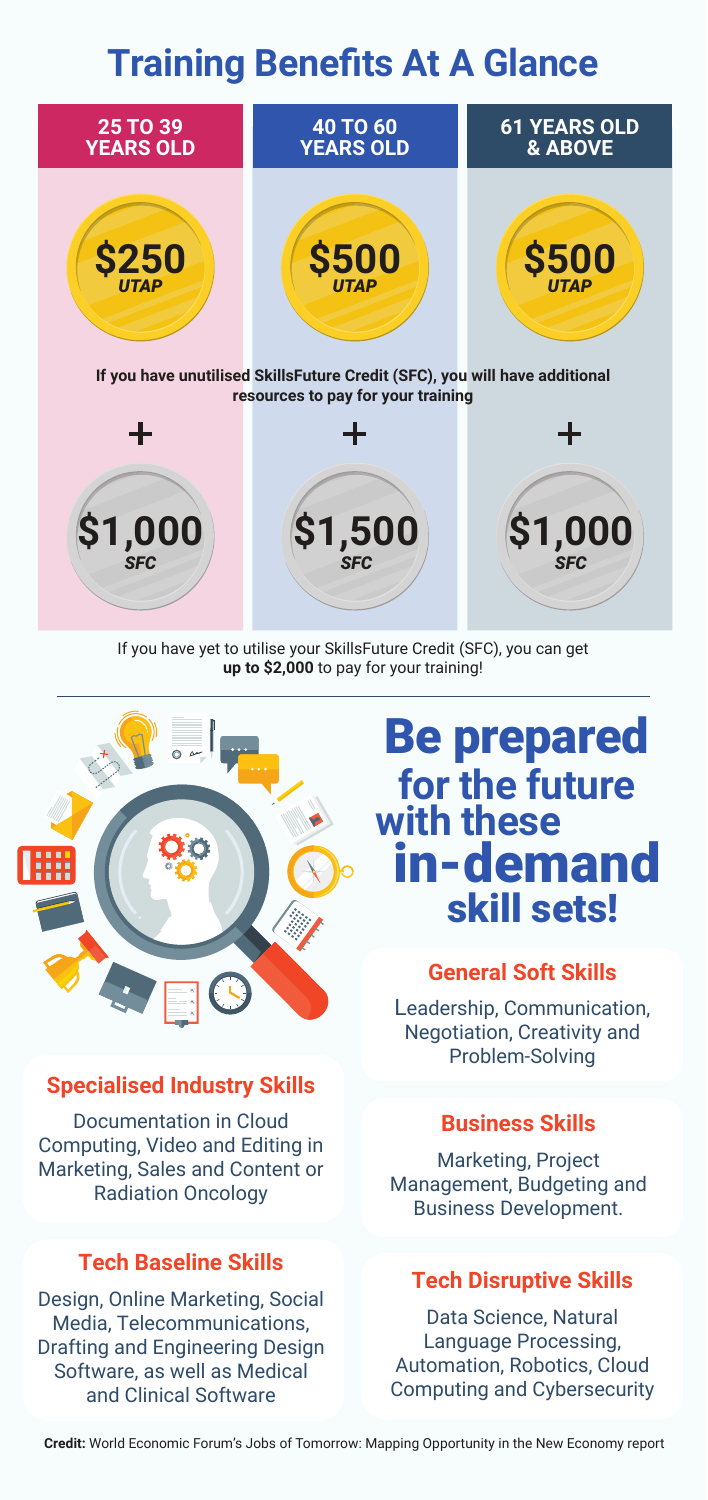# Training Benefits At A Glance

| 25 TO 39 YEARS OLD | 40 TO 60 YEARS OLD | 61 YEARS OLD & ABOVE |
|---|---|---|
| $250 *UTAP* | $500 *UTAP* | $500 *UTAP* |
| + | + | + |
| $1,000 *SFC* | $1,500 *SFC* | $1,000 *SFC* |

**If you have unutilised SkillsFuture Credit (SFC), you will have additional resources to pay for your training**

If you have yet to utilise your SkillsFuture Credit (SFC), you can get **up to $2,000** to pay for your training!

---

# Be prepared for the future with these in-demand skill sets!

### General Soft Skills

Leadership, Communication, Negotiation, Creativity and Problem-Solving

### Specialised Industry Skills

Documentation in Cloud Computing, Video and Editing in Marketing, Sales and Content or Radiation Oncology

### Business Skills

Marketing, Project Management, Budgeting and Business Development.

### Tech Baseline Skills

Design, Online Marketing, Social Media, Telecommunications, Drafting and Engineering Design Software, as well as Medical and Clinical Software

### Tech Disruptive Skills

Data Science, Natural Language Processing, Automation, Robotics, Cloud Computing and Cybersecurity

**Credit:** World Economic Forum's Jobs of Tomorrow: Mapping Opportunity in the New Economy report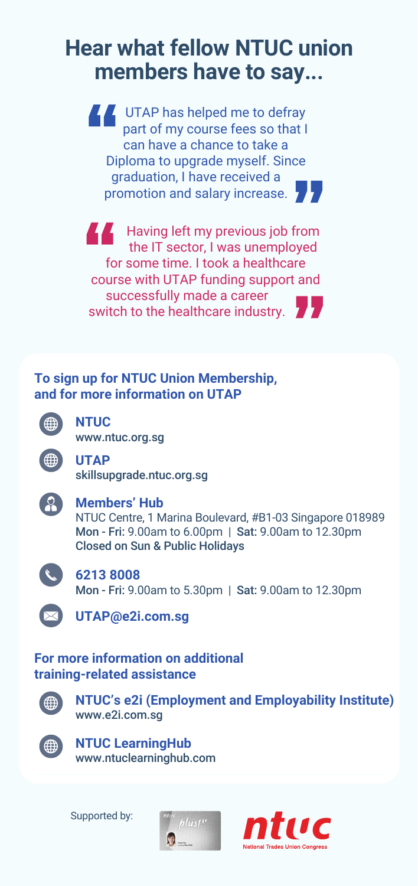# Hear what fellow NTUC union members have to say...

> UTAP has helped me to defray part of my course fees so that I can have a chance to take a Diploma to upgrade myself. Since graduation, I have received a promotion and salary increase.

> Having left my previous job from the IT sector, I was unemployed for some time. I took a healthcare course with UTAP funding support and successfully made a career switch to the healthcare industry.

## To sign up for NTUC Union Membership, and for more information on UTAP

**NTUC**
www.ntuc.org.sg

**UTAP**
skillsupgrade.ntuc.org.sg

**Members' Hub**
NTUC Centre, 1 Marina Boulevard, #B1-03 Singapore 018989
Mon - Fri: 9.00am to 6.00pm | Sat: 9.00am to 12.30pm
Closed on Sun & Public Holidays

**6213 8008**
Mon - Fri: 9.00am to 5.30pm | Sat: 9.00am to 12.30pm

**UTAP@e2i.com.sg**

## For more information on additional training-related assistance

**NTUC's e2i (Employment and Employability Institute)**
www.e2i.com.sg

**NTUC LearningHub**
www.ntuclearninghub.com

Supported by:

ntuc
National Trades Union Congress